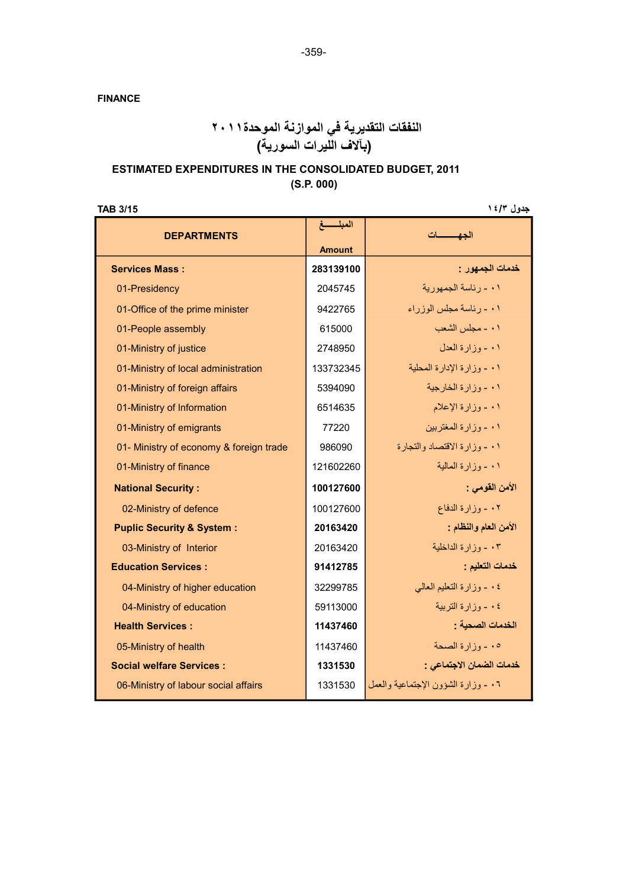FINANCE

# النفقات التقديرية في الموازنة الموحدة ٢٠١١
# (بآلاف الليرات السورية)

## ESTIMATED EXPENDITURES IN THE CONSOLIDATED BUDGET, 2011
## (S.P. 000)

TAB 3/15 | جدول ١٤/٣

| DEPARTMENTS | المبلـــغ Amount | الجهـــــات |
|---|---|---|
| **Services Mass :** | **283139100** | **خدمات الجمهور :** |
| 01-Presidency | 2045745 | ٠١ - رئاسة الجمهورية |
| 01-Office of the prime minister | 9422765 | ٠١ - رئاسة مجلس الوزراء |
| 01-People assembly | 615000 | ٠١ - مجلس الشعب |
| 01-Ministry of justice | 2748950 | ٠١ - وزارة العدل |
| 01-Ministry of local administration | 133732345 | ٠١ - وزارة الإدارة المحلية |
| 01-Ministry of foreign affairs | 5394090 | ٠١ - وزارة الخارجية |
| 01-Ministry of Information | 6514635 | ٠١ - وزارة الإعلام |
| 01-Ministry of emigrants | 77220 | ٠١ - وزارة المغتربين |
| 01- Ministry of economy & foreign trade | 986090 | ٠١ - وزارة الاقتصاد والتجارة |
| 01-Ministry of finance | 121602260 | ٠١ - وزارة المالية |
| **National Security :** | **100127600** | **الأمن القومي :** |
| 02-Ministry of defence | 100127600 | ٠٢ - وزارة الدفاع |
| **Puplic Security & System :** | **20163420** | **الأمن العام والنظام :** |
| 03-Ministry of Interior | 20163420 | ٠٣ - وزارة الداخلية |
| **Education Services :** | **91412785** | **خدمات التعليم :** |
| 04-Ministry of higher education | 32299785 | ٠٤ - وزارة التعليم العالي |
| 04-Ministry of education | 59113000 | ٠٤ - وزارة التربية |
| **Health Services :** | **11437460** | **الخدمات الصحية :** |
| 05-Ministry of health | 11437460 | ٠٥ - وزارة الصحة |
| **Social welfare Services :** | **1331530** | **خدمات الضمان الاجتماعي :** |
| 06-Ministry of labour social affairs | 1331530 | ٠٦ - وزارة الشؤون الإجتماعية والعمل |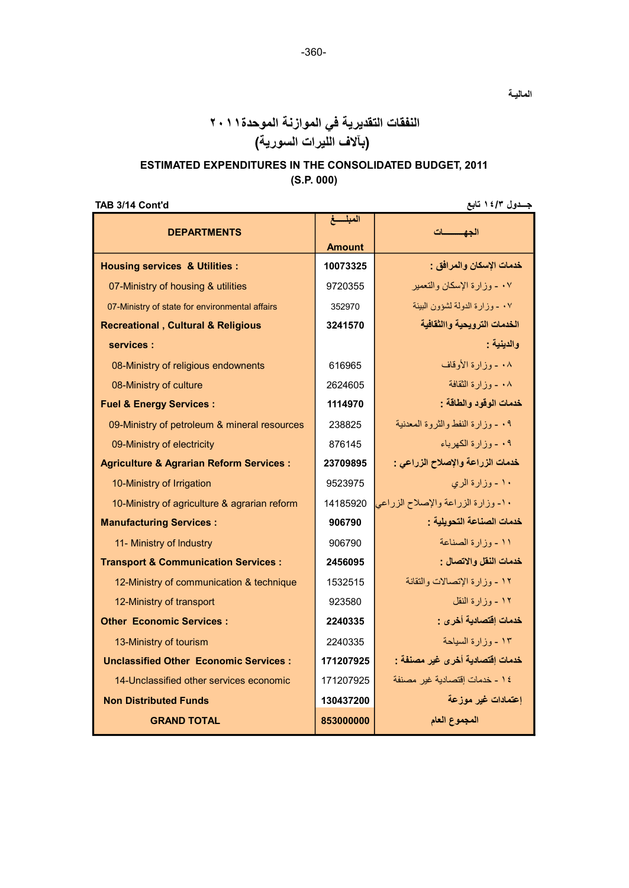المالية

# النفقات التقديرية في الموازنة الموحدة ٢٠١١
## (بآلاف الليرات السورية)

## ESTIMATED EXPENDITURES IN THE CONSOLIDATED BUDGET, 2011
## (S.P. 000)

TAB 3/14 Cont'd | جـدول ٣/١٤ تابع

| DEPARTMENTS | المبلـــغ Amount | الجهـــــــات |
|---|---|---|
| **Housing services & Utilities :** | **10073325** | **خدمات الإسكان والمرافق :** |
| 07-Ministry of housing & utilities | 9720355 | ٠٧ - وزارة الإسكان والتعمير |
| 07-Ministry of state for environmental affairs | 352970 | ٠٧ - وزارة الدولة لشؤون البيئة |
| **Recreational , Cultural & Religious services :** | **3241570** | **الخدمات الترويحية والثقافية والدينية :** |
| 08-Ministry of religious endowments | 616965 | ٠٨ - وزارة الأوقاف |
| 08-Ministry of culture | 2624605 | ٠٨ - وزارة الثقافة |
| **Fuel & Energy Services :** | **1114970** | **خدمات الوقود والطاقة :** |
| 09-Ministry of petroleum & mineral resources | 238825 | ٠٩ - وزارة النفط والثروة المعدنية |
| 09-Ministry of electricity | 876145 | ٠٩ - وزارة الكهرباء |
| **Agriculture & Agrarian Reform Services :** | **23709895** | **خدمات الزراعة والإصلاح الزراعي :** |
| 10-Ministry of Irrigation | 9523975 | ١٠ - وزارة الري |
| 10-Ministry of agriculture & agrarian reform | 14185920 | ١٠- وزارة الزراعة والإصلاح الزراعي |
| **Manufacturing Services :** | **906790** | **خدمات الصناعة التحويلية :** |
| 11- Ministry of Industry | 906790 | ١١ - وزارة الصناعة |
| **Transport & Communication Services :** | **2456095** | **خدمات النقل والاتصال :** |
| 12-Ministry of communication & technique | 1532515 | ١٢ - وزارة الإتصالات والتقانة |
| 12-Ministry of transport | 923580 | ١٢ - وزارة النقل |
| **Other Economic Services :** | **2240335** | **خدمات إقتصادية أخرى :** |
| 13-Ministry of tourism | 2240335 | ١٣ - وزارة السياحة |
| **Unclassified Other Economic Services :** | **171207925** | **خدمات إقتصادية أخرى غير مصنفة :** |
| 14-Unclassified other services economic | 171207925 | ١٤ - خدمات إقتصادية غير مصنفة |
| **Non Distributed Funds** | **130437200** | **إعتمادات غير موزعة** |
| **GRAND TOTAL** | **853000000** | **المجموع العام** |